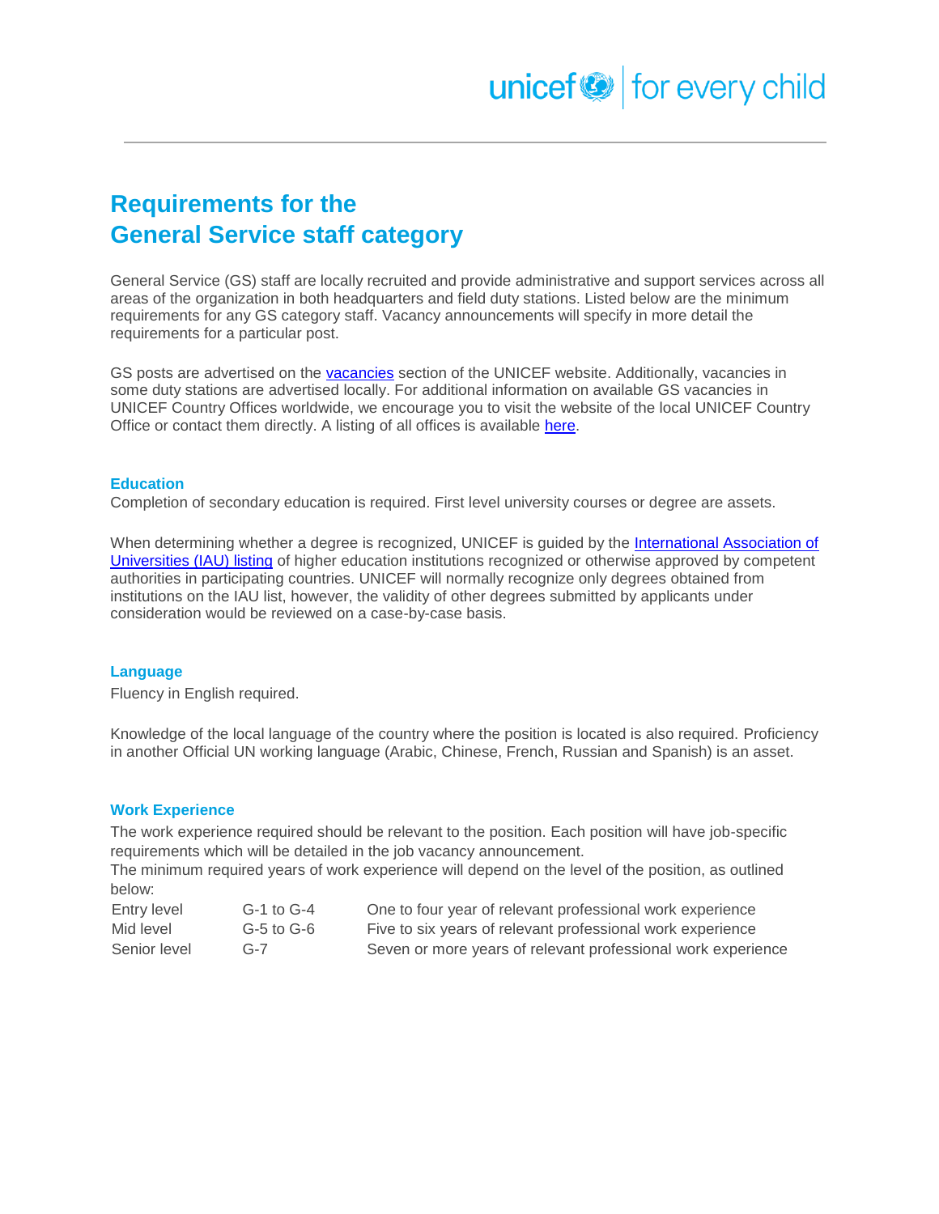# Requirements for the General Service staff category

General Service (GS) staff are locally recruited and provide administrative and support services across all areas of the organization in both headquarters and field duty stations. Listed below are the minimum requirements for any GS category staff. Vacancy announcements will specify in more detail the requirements for a particular post.

GS posts are advertised on the [vacancies]() section of the UNICEF website. Additionally, vacancies in some duty stations are advertised locally. For additional information on available GS vacancies in UNICEF Country Offices worldwide, we encourage you to visit the website of the local UNICEF Country Office or contact them directly. A listing of all offices is available [here]().

### Education

Completion of secondary education is required. First level university courses or degree are assets.

When determining whether a degree is recognized, UNICEF is guided by the [International Association of Universities (IAU) listing]() of higher education institutions recognized or otherwise approved by competent authorities in participating countries. UNICEF will normally recognize only degrees obtained from institutions on the IAU list, however, the validity of other degrees submitted by applicants under consideration would be reviewed on a case-by-case basis.

### Language

Fluency in English required.

Knowledge of the local language of the country where the position is located is also required. Proficiency in another Official UN working language (Arabic, Chinese, French, Russian and Spanish) is an asset.

### Work Experience

The work experience required should be relevant to the position. Each position will have job-specific requirements which will be detailed in the job vacancy announcement.
The minimum required years of work experience will depend on the level of the position, as outlined below:

| | | |
|---|---|---|
| Entry level | G-1 to G-4 | One to four year of relevant professional work experience |
| Mid level | G-5 to G-6 | Five to six years of relevant professional work experience |
| Senior level | G-7 | Seven or more years of relevant professional work experience |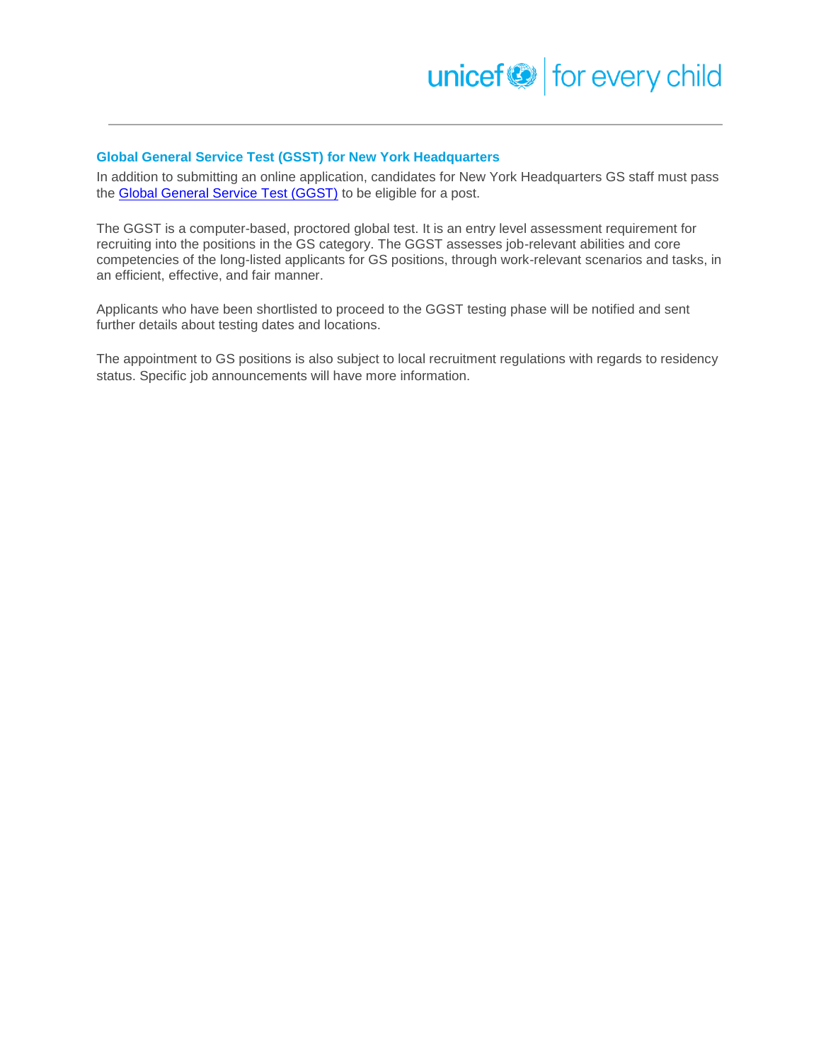## Global General Service Test (GSST) for New York Headquarters

In addition to submitting an online application, candidates for New York Headquarters GS staff must pass the Global General Service Test (GGST) to be eligible for a post.

The GGST is a computer-based, proctored global test. It is an entry level assessment requirement for recruiting into the positions in the GS category. The GGST assesses job-relevant abilities and core competencies of the long-listed applicants for GS positions, through work-relevant scenarios and tasks, in an efficient, effective, and fair manner.

Applicants who have been shortlisted to proceed to the GGST testing phase will be notified and sent further details about testing dates and locations.

The appointment to GS positions is also subject to local recruitment regulations with regards to residency status. Specific job announcements will have more information.